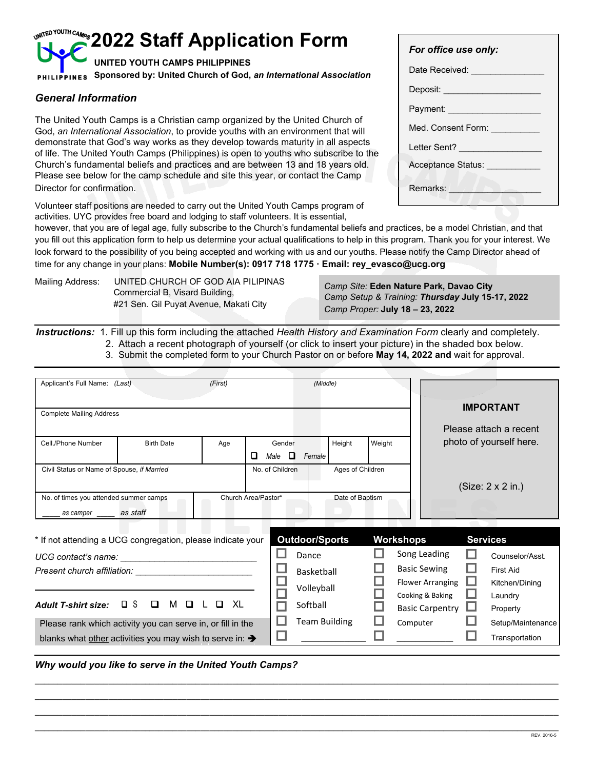# 2022 Staff Application Form

**UNITED YOUTH CAMPS PHILIPPINES**

**Sponsored by: United Church of God, *an International Association***

| *For office use only:* |
|---|
| Date Received: _______________ |
| Deposit: ____________________ |
| Payment: ___________________ |
| Med. Consent Form: __________ |
| Letter Sent? ________________ |
| Acceptance Status: ___________ |
| Remarks: ___________________ |

## *General Information*

The United Youth Camps is a Christian camp organized by the United Church of God, *an International Association*, to provide youths with an environment that will demonstrate that God's way works as they develop towards maturity in all aspects of life. The United Youth Camps (Philippines) is open to youths who subscribe to the Church's fundamental beliefs and practices and are between 13 and 18 years old. Please see below for the camp schedule and site this year, or contact the Camp Director for confirmation.

Volunteer staff positions are needed to carry out the United Youth Camps program of activities. UYC provides free board and lodging to staff volunteers. It is essential, however, that you are of legal age, fully subscribe to the Church's fundamental beliefs and practices, be a model Christian, and that you fill out this application form to help us determine your actual qualifications to help in this program. Thank you for your interest. We look forward to the possibility of you being accepted and working with us and our youths. Please notify the Camp Director ahead of time for any change in your plans: **Mobile Number(s): 0917 718 1775 · Email: rey_evasco@ucg.org**

Mailing Address: UNITED CHURCH OF GOD AIA PILIPINAS
Commercial B, Visard Building,
#21 Sen. Gil Puyat Avenue, Makati City

*Camp Site:* **Eden Nature Park, Davao City**
*Camp Setup & Training:* ***Thursday* July 15-17, 2022**
*Camp Proper:* **July 18 – 23, 2022**

***Instructions:*** 1. Fill up this form including the attached *Health History and Examination Form* clearly and completely.
2. Attach a recent photograph of yourself (or click to insert your picture) in the shaded box below.
3. Submit the completed form to your Church Pastor on or before **May 14, 2022 and** wait for approval.

| Applicant's Full Name: *(Last)* | *(First)* | | *(Middle)* | | | |
|---|---|---|---|---|---|---|
| Complete Mailing Address | | | | | | |
| Cell./Phone Number | Birth Date | Age | Gender ❑ *Male* ❑ *Female* | | Height | Weight |
| Civil Status or Name of Spouse, *if Married* | | | No. of Children | Ages of Children | | |
| No. of times you attended summer camps _____ *as camper* _____ *as staff* | Church Area/Pastor* | | | Date of Baptism | | |

**IMPORTANT**

Please attach a recent photo of yourself here.

(Size: 2 x 2 in.)

\* If not attending a UCG congregation, please indicate your

*UCG contact's name:* ____________________________

*Present church affiliation:* _________________________

_______________________________________________

***Adult T-shirt size:*** ❑ S ❑ M ❑ L ❑ XL

Please rank which activity you can serve in, or fill in the blanks what <u>other</u> activities you may wish to serve in: ➔

| Outdoor/Sports | Workshops | Services |
|---|---|---|
| ☐ Dance | ☐ Song Leading | ☐ Counselor/Asst. |
| ☐ Basketball | ☐ Basic Sewing | ☐ First Aid |
| ☐ Volleyball | ☐ Flower Arranging | ☐ Kitchen/Dining |
| ☐ | ☐ Cooking & Baking | ☐ Laundry |
| ☐ Softball | ☐ Basic Carpentry | ☐ Property |
| ☐ Team Building | ☐ Computer | ☐ Setup/Maintenance |
| ☐ ____________ | ☐ ____________ | ☐ Transportation |

***Why would you like to serve in the United Youth Camps?***

______________________________________________________________________________

______________________________________________________________________________

______________________________________________________________________________

______________________________________________________________________________

REV. 2016-5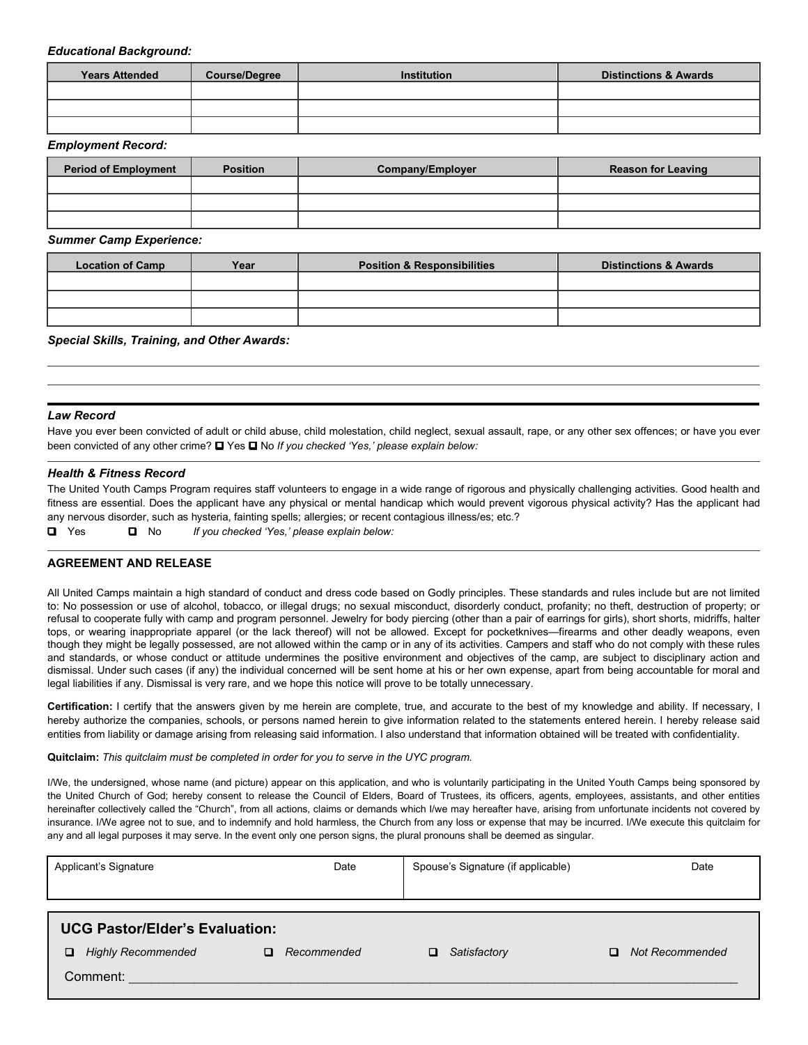*Educational Background:*

| Years Attended | Course/Degree | Institution | Distinctions & Awards |
|---|---|---|---|
| | | | |
| | | | |
| | | | |

*Employment Record:*

| Period of Employment | Position | Company/Employer | Reason for Leaving |
|---|---|---|---|
| | | | |
| | | | |
| | | | |

*Summer Camp Experience:*

| Location of Camp | Year | Position & Responsibilities | Distinctions & Awards |
|---|---|---|---|
| | | | |
| | | | |
| | | | |

*Special Skills, Training, and Other Awards:*

---

*Law Record*

Have you ever been convicted of adult or child abuse, child molestation, child neglect, sexual assault, rape, or any other sex offences; or have you ever been convicted of any other crime? ❑ Yes ❑ No *If you checked 'Yes,' please explain below:*

*Health & Fitness Record*

The United Youth Camps Program requires staff volunteers to engage in a wide range of rigorous and physically challenging activities. Good health and fitness are essential. Does the applicant have any physical or mental handicap which would prevent vigorous physical activity? Has the applicant had any nervous disorder, such as hysteria, fainting spells; allergies; or recent contagious illness/es; etc.?

❑ Yes ❑ No *If you checked 'Yes,' please explain below:*

**AGREEMENT AND RELEASE**

All United Camps maintain a high standard of conduct and dress code based on Godly principles. These standards and rules include but are not limited to: No possession or use of alcohol, tobacco, or illegal drugs; no sexual misconduct, disorderly conduct, profanity; no theft, destruction of property; or refusal to cooperate fully with camp and program personnel. Jewelry for body piercing (other than a pair of earrings for girls), short shorts, midriffs, halter tops, or wearing inappropriate apparel (or the lack thereof) will not be allowed. Except for pocketknives—firearms and other deadly weapons, even though they might be legally possessed, are not allowed within the camp or in any of its activities. Campers and staff who do not comply with these rules and standards, or whose conduct or attitude undermines the positive environment and objectives of the camp, are subject to disciplinary action and dismissal. Under such cases (if any) the individual concerned will be sent home at his or her own expense, apart from being accountable for moral and legal liabilities if any. Dismissal is very rare, and we hope this notice will prove to be totally unnecessary.

**Certification:** I certify that the answers given by me herein are complete, true, and accurate to the best of my knowledge and ability. If necessary, I hereby authorize the companies, schools, or persons named herein to give information related to the statements entered herein. I hereby release said entities from liability or damage arising from releasing said information. I also understand that information obtained will be treated with confidentiality.

**Quitclaim:** *This quitclaim must be completed in order for you to serve in the UYC program.*

I/We, the undersigned, whose name (and picture) appear on this application, and who is voluntarily participating in the United Youth Camps being sponsored by the United Church of God; hereby consent to release the Council of Elders, Board of Trustees, its officers, agents, employees, assistants, and other entities hereinafter collectively called the "Church", from all actions, claims or demands which I/we may hereafter have, arising from unfortunate incidents not covered by insurance. I/We agree not to sue, and to indemnify and hold harmless, the Church from any loss or expense that may be incurred. I/We execute this quitclaim for any and all legal purposes it may serve. In the event only one person signs, the plural pronouns shall be deemed as singular.

| Applicant's Signature | Date | Spouse's Signature (if applicable) | Date |
|---|---|---|---|
| | | | |

**UCG Pastor/Elder's Evaluation:**

❑ *Highly Recommended* ❑ *Recommended* ❑ *Satisfactory* ❑ *Not Recommended*

Comment: ____________________________________________________________________________________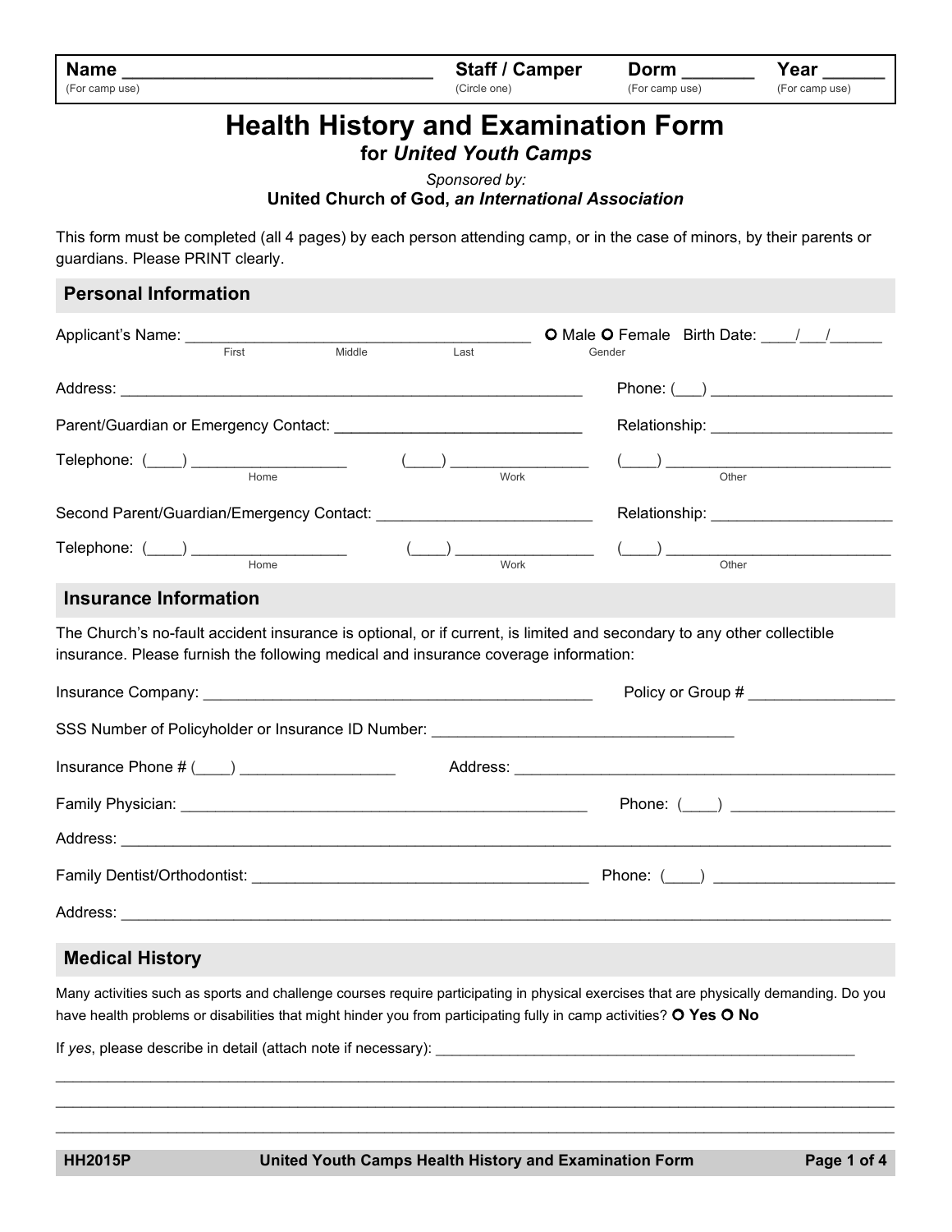| **Name** ______________________________ (For camp use) | **Staff / Camper** (Circle one) | **Dorm** _______ (For camp use) | **Year** ______ (For camp use) |
|---|---|---|---|

# Health History and Examination Form

## for *United Youth Camps*

*Sponsored by:*

**United Church of God, *an International Association***

This form must be completed (all 4 pages) by each person attending camp, or in the case of minors, by their parents or guardians. Please PRINT clearly.

## Personal Information

Applicant's Name: _________________________________________ (First, Middle, Last) ○ Male ○ Female (Gender) Birth Date: ____/___/______

Address: ________________________________________________________ Phone: (___) ______________________

Parent/Guardian or Emergency Contact: ______________________________ Relationship: ______________________

Telephone: (____) __________________ (Home) (____) ________________ (Work) (____) ___________________________ (Other)

Second Parent/Guardian/Emergency Contact: __________________________ Relationship: ______________________

Telephone: (____) __________________ (Home) (____) ________________ (Work) (____) ___________________________ (Other)

## Insurance Information

The Church's no-fault accident insurance is optional, or if current, is limited and secondary to any other collectible insurance. Please furnish the following medical and insurance coverage information:

Insurance Company: ______________________________________________ Policy or Group # _________________

SSS Number of Policyholder or Insurance ID Number: ____________________________________

Insurance Phone # (____) __________________ Address: _____________________________________________

Family Physician: __________________________________________________ Phone: (____) ___________________

Address: _______________________________________________________________________________________________

Family Dentist/Orthodontist: _________________________________________ Phone: (____) ______________________

Address: _______________________________________________________________________________________________

## Medical History

Many activities such as sports and challenge courses require participating in physical exercises that are physically demanding. Do you have health problems or disabilities that might hinder you from participating fully in camp activities? ○ **Yes** ○ **No**

If *yes*, please describe in detail (attach note if necessary): ______________________________________________________

_______________________________________________________________________________________________________

_______________________________________________________________________________________________________

_______________________________________________________________________________________________________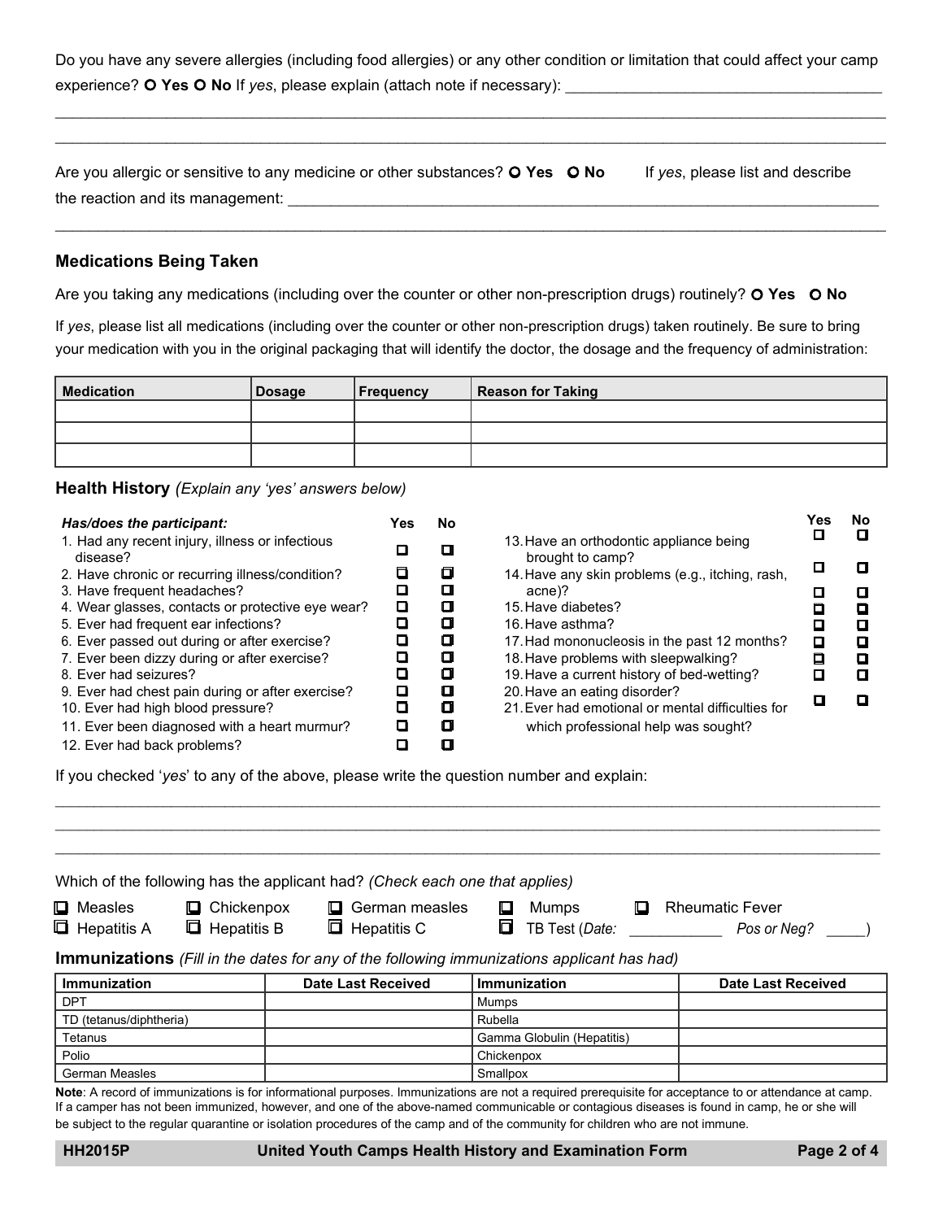Do you have any severe allergies (including food allergies) or any other condition or limitation that could affect your camp experience? ○ **Yes** ○ **No** If *yes*, please explain (attach note if necessary): ______________________________________

_______________________________________________________________________________________________

_______________________________________________________________________________________________

Are you allergic or sensitive to any medicine or other substances? ○ **Yes** ○ **No** If *yes*, please list and describe the reaction and its management: ___________________________________________________________________

_______________________________________________________________________________________________

### Medications Being Taken

Are you taking any medications (including over the counter or other non-prescription drugs) routinely? ○ **Yes** ○ **No**

If *yes*, please list all medications (including over the counter or other non-prescription drugs) taken routinely. Be sure to bring your medication with you in the original packaging that will identify the doctor, the dosage and the frequency of administration:

| Medication | Dosage | Frequency | Reason for Taking |
|---|---|---|---|
| | | | |
| | | | |
| | | | |

### Health History *(Explain any 'yes' answers below)*

| *Has/does the participant:* | Yes | No |
|---|---|---|
| 1. Had any recent injury, illness or infectious disease? | ☐ | ☐ |
| 2. Have chronic or recurring illness/condition? | ☐ | ☐ |
| 3. Have frequent headaches? | ☐ | ☐ |
| 4. Wear glasses, contacts or protective eye wear? | ☐ | ☐ |
| 5. Ever had frequent ear infections? | ☐ | ☐ |
| 6. Ever passed out during or after exercise? | ☐ | ☐ |
| 7. Ever been dizzy during or after exercise? | ☐ | ☐ |
| 8. Ever had seizures? | ☐ | ☐ |
| 9. Ever had chest pain during or after exercise? | ☐ | ☐ |
| 10. Ever had high blood pressure? | ☐ | ☐ |
| 11. Ever been diagnosed with a heart murmur? | ☐ | ☐ |
| 12. Ever had back problems? | ☐ | ☐ |
| 13. Have an orthodontic appliance being brought to camp? | ☐ | ☐ |
| 14. Have any skin problems (e.g., itching, rash, acne)? | ☐ | ☐ |
| 15. Have diabetes? | ☐ | ☐ |
| 16. Have asthma? | ☐ | ☐ |
| 17. Had mononucleosis in the past 12 months? | ☐ | ☐ |
| 18. Have problems with sleepwalking? | ☐ | ☐ |
| 19. Have a current history of bed-wetting? | ☐ | ☐ |
| 20. Have an eating disorder? | ☐ | ☐ |
| 21. Ever had emotional or mental difficulties for which professional help was sought? | ☐ | ☐ |

If you checked '*yes*' to any of the above, please write the question number and explain:

_______________________________________________________________________________________________

_______________________________________________________________________________________________

_______________________________________________________________________________________________

Which of the following has the applicant had? *(Check each one that applies)*

☐ Measles ☐ Chickenpox ☐ German measles ☐ Mumps ☐ Rheumatic Fever

☐ Hepatitis A ☐ Hepatitis B ☐ Hepatitis C ☐ TB Test (*Date:* ___________ *Pos or Neg?* _____)

### Immunizations *(Fill in the dates for any of the following immunizations applicant has had)*

| Immunization | Date Last Received | Immunization | Date Last Received |
|---|---|---|---|
| DPT | | Mumps | |
| TD (tetanus/diphtheria) | | Rubella | |
| Tetanus | | Gamma Globulin (Hepatitis) | |
| Polio | | Chickenpox | |
| German Measles | | Smallpox | |

**Note**: A record of immunizations is for informational purposes. Immunizations are not a required prerequisite for acceptance to or attendance at camp. If a camper has not been immunized, however, and one of the above-named communicable or contagious diseases is found in camp, he or she will be subject to the regular quarantine or isolation procedures of the camp and of the community for children who are not immune.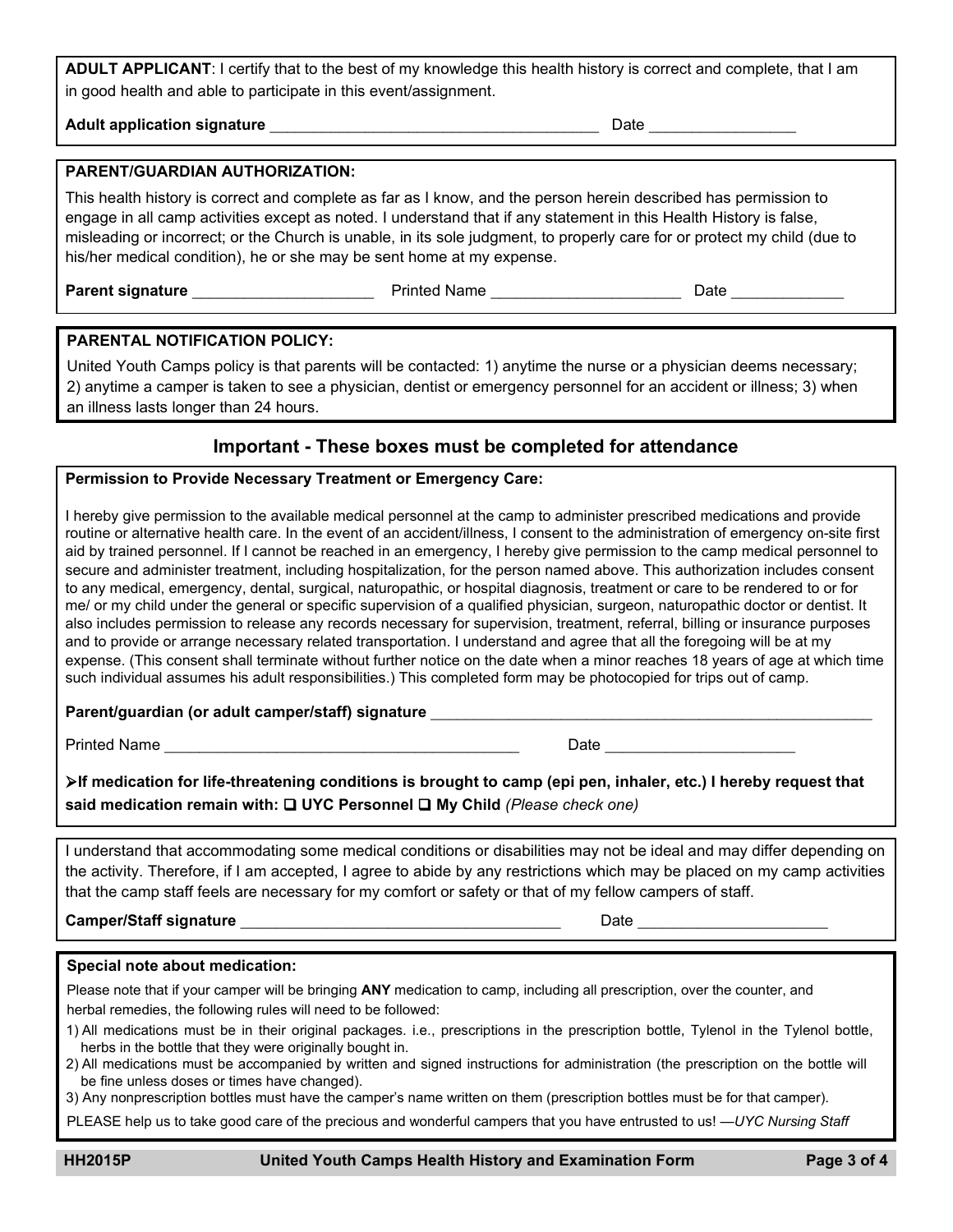**ADULT APPLICANT**: I certify that to the best of my knowledge this health history is correct and complete, that I am in good health and able to participate in this event/assignment.

**Adult application signature** ______________________________________ Date ________________

**PARENT/GUARDIAN AUTHORIZATION:**

This health history is correct and complete as far as I know, and the person herein described has permission to engage in all camp activities except as noted. I understand that if any statement in this Health History is false, misleading or incorrect; or the Church is unable, in its sole judgment, to properly care for or protect my child (due to his/her medical condition), he or she may be sent home at my expense.

**Parent signature** _____________________ Printed Name ______________________ Date _____________

**PARENTAL NOTIFICATION POLICY:**

United Youth Camps policy is that parents will be contacted: 1) anytime the nurse or a physician deems necessary; 2) anytime a camper is taken to see a physician, dentist or emergency personnel for an accident or illness; 3) when an illness lasts longer than 24 hours.

## Important - These boxes must be completed for attendance

**Permission to Provide Necessary Treatment or Emergency Care:**

I hereby give permission to the available medical personnel at the camp to administer prescribed medications and provide routine or alternative health care. In the event of an accident/illness, I consent to the administration of emergency on-site first aid by trained personnel. If I cannot be reached in an emergency, I hereby give permission to the camp medical personnel to secure and administer treatment, including hospitalization, for the person named above. This authorization includes consent to any medical, emergency, dental, surgical, naturopathic, or hospital diagnosis, treatment or care to be rendered to or for me/ or my child under the general or specific supervision of a qualified physician, surgeon, naturopathic doctor or dentist. It also includes permission to release any records necessary for supervision, treatment, referral, billing or insurance purposes and to provide or arrange necessary related transportation. I understand and agree that all the foregoing will be at my expense. (This consent shall terminate without further notice on the date when a minor reaches 18 years of age at which time such individual assumes his adult responsibilities.) This completed form may be photocopied for trips out of camp.

**Parent/guardian (or adult camper/staff) signature** ______________________________________________________

Printed Name __________________________________________ Date ______________________

➢**If medication for life-threatening conditions is brought to camp (epi pen, inhaler, etc.) I hereby request that said medication remain with: ❑ UYC Personnel ❑ My Child** *(Please check one)*

I understand that accommodating some medical conditions or disabilities may not be ideal and may differ depending on the activity. Therefore, if I am accepted, I agree to abide by any restrictions which may be placed on my camp activities that the camp staff feels are necessary for my comfort or safety or that of my fellow campers of staff.

**Camper/Staff signature** ______________________________________ Date ______________________

**Special note about medication:**

Please note that if your camper will be bringing **ANY** medication to camp, including all prescription, over the counter, and herbal remedies, the following rules will need to be followed:

1) All medications must be in their original packages. i.e., prescriptions in the prescription bottle, Tylenol in the Tylenol bottle, herbs in the bottle that they were originally bought in.
2) All medications must be accompanied by written and signed instructions for administration (the prescription on the bottle will be fine unless doses or times have changed).
3) Any nonprescription bottles must have the camper's name written on them (prescription bottles must be for that camper).

PLEASE help us to take good care of the precious and wonderful campers that you have entrusted to us! —*UYC Nursing Staff*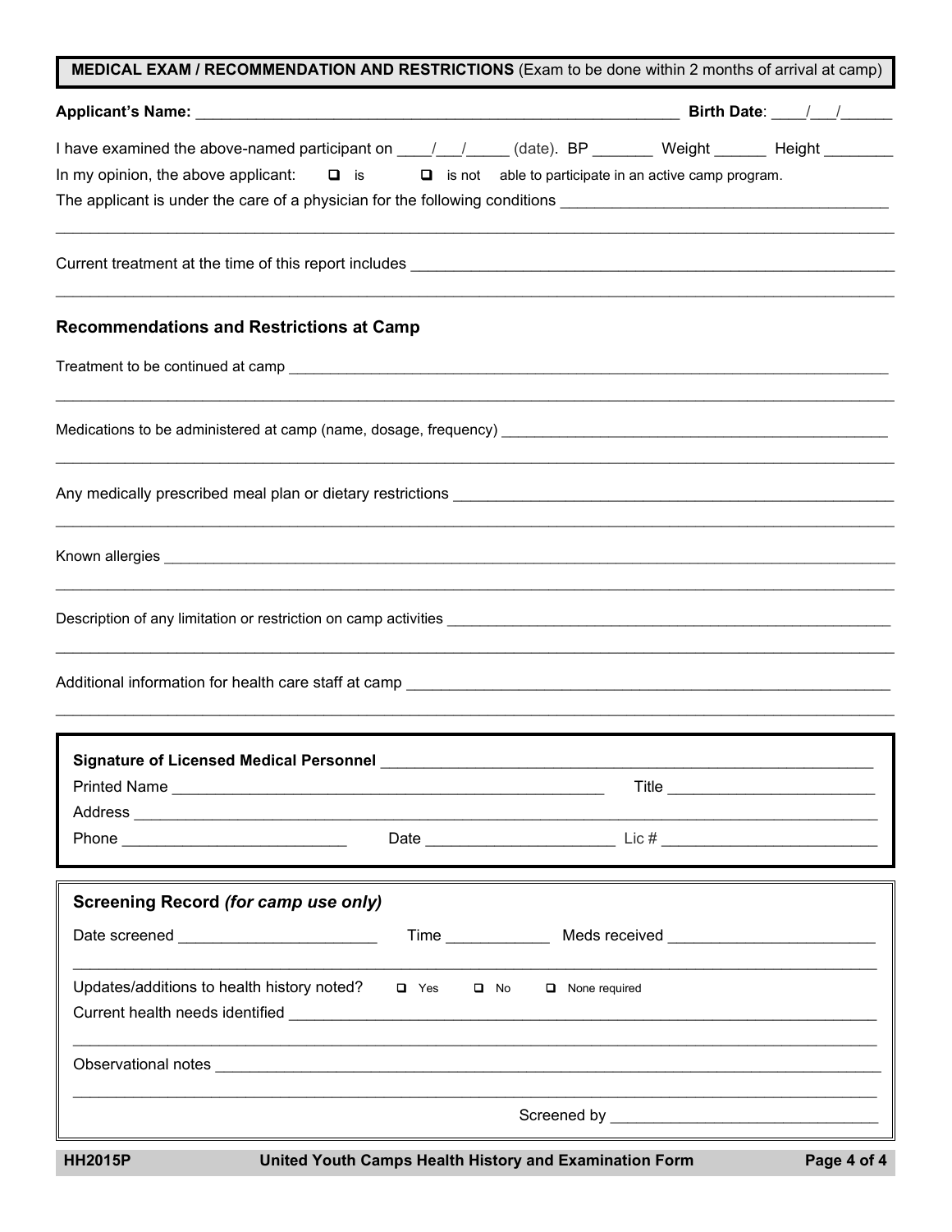**MEDICAL EXAM / RECOMMENDATION AND RESTRICTIONS** (Exam to be done within 2 months of arrival at camp)

**Applicant's Name:** ____________________________________________________________ **Birth Date**: ____/___/______

I have examined the above-named participant on ____/___/_____ (date). BP _______ Weight ______ Height ________

In my opinion, the above applicant: ☐ is ☐ is not able to participate in an active camp program.

The applicant is under the care of a physician for the following conditions ______________________________________

_____________________________________________________________________________________________

Current treatment at the time of this report includes __________________________________________________________

_____________________________________________________________________________________________

## Recommendations and Restrictions at Camp

Treatment to be continued at camp __________________________________________________________________________

_____________________________________________________________________________________________

Medications to be administered at camp (name, dosage, frequency) _______________________________________________

_____________________________________________________________________________________________

Any medically prescribed meal plan or dietary restrictions _____________________________________________________

_____________________________________________________________________________________________

Known allergies _____________________________________________________________________________________

_____________________________________________________________________________________________

Description of any limitation or restriction on camp activities ___________________________________________________

_____________________________________________________________________________________________

Additional information for health care staff at camp __________________________________________________________

_____________________________________________________________________________________________

**Signature of Licensed Medical Personnel** ____________________________________________________________

Printed Name ___________________________________________________ Title ________________________

Address _________________________________________________________________________________________

Phone __________________________ Date ______________________ Lic # _________________________

### Screening Record *(for camp use only)*

Date screened _______________________ Time ____________ Meds received ________________________

_____________________________________________________________________________________________

Updates/additions to health history noted? ☐ Yes ☐ No ☐ None required

Current health needs identified __________________________________________________________________

_____________________________________________________________________________________________

Observational notes _____________________________________________________________________________

_____________________________________________________________________________________________

Screened by ______________________________

HH2015P United Youth Camps Health History and Examination Form